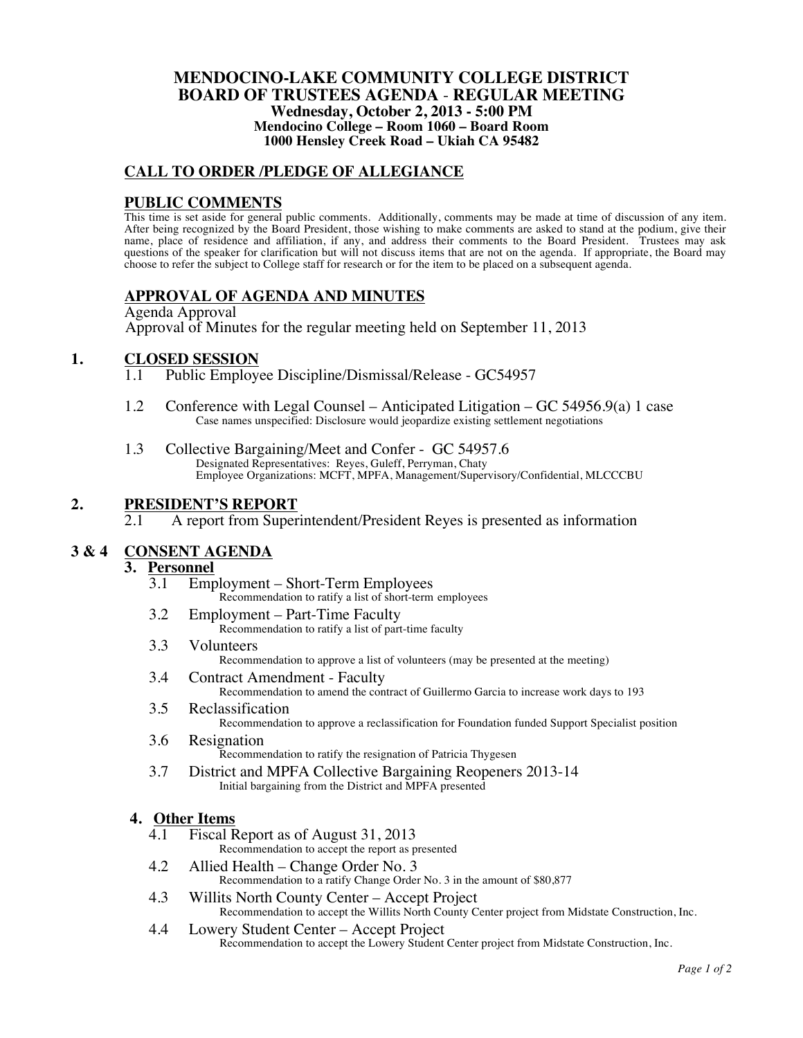# MENDOCINO-LAKE COMMUNITY COLLEGE DISTRICT
## BOARD OF TRUSTEES AGENDA - REGULAR MEETING

**Wednesday, October 2, 2013 - 5:00 PM**
**Mendocino College – Room 1060 – Board Room**
**1000 Hensley Creek Road – Ukiah CA 95482**

## CALL TO ORDER /PLEDGE OF ALLEGIANCE

## PUBLIC COMMENTS

This time is set aside for general public comments. Additionally, comments may be made at time of discussion of any item. After being recognized by the Board President, those wishing to make comments are asked to stand at the podium, give their name, place of residence and affiliation, if any, and address their comments to the Board President. Trustees may ask questions of the speaker for clarification but will not discuss items that are not on the agenda. If appropriate, the Board may choose to refer the subject to College staff for research or for the item to be placed on a subsequent agenda.

## APPROVAL OF AGENDA AND MINUTES

Agenda Approval
Approval of Minutes for the regular meeting held on September 11, 2013

## 1. CLOSED SESSION

1.1 Public Employee Discipline/Dismissal/Release - GC54957

1.2 Conference with Legal Counsel – Anticipated Litigation – GC 54956.9(a) 1 case
Case names unspecified: Disclosure would jeopardize existing settlement negotiations

1.3 Collective Bargaining/Meet and Confer - GC 54957.6
Designated Representatives: Reyes, Guleff, Perryman, Chaty
Employee Organizations: MCFT, MPFA, Management/Supervisory/Confidential, MLCCCBU

## 2. PRESIDENT'S REPORT

2.1 A report from Superintendent/President Reyes is presented as information

## 3 & 4 CONSENT AGENDA

### 3. Personnel

3.1 Employment – Short-Term Employees
Recommendation to ratify a list of short-term employees

3.2 Employment – Part-Time Faculty
Recommendation to ratify a list of part-time faculty

3.3 Volunteers
Recommendation to approve a list of volunteers (may be presented at the meeting)

3.4 Contract Amendment - Faculty
Recommendation to amend the contract of Guillermo Garcia to increase work days to 193

3.5 Reclassification
Recommendation to approve a reclassification for Foundation funded Support Specialist position

3.6 Resignation
Recommendation to ratify the resignation of Patricia Thygesen

3.7 District and MPFA Collective Bargaining Reopeners 2013-14
Initial bargaining from the District and MPFA presented

### 4. Other Items

4.1 Fiscal Report as of August 31, 2013
Recommendation to accept the report as presented

4.2 Allied Health – Change Order No. 3
Recommendation to a ratify Change Order No. 3 in the amount of $80,877

4.3 Willits North County Center – Accept Project
Recommendation to accept the Willits North County Center project from Midstate Construction, Inc.

4.4 Lowery Student Center – Accept Project
Recommendation to accept the Lowery Student Center project from Midstate Construction, Inc.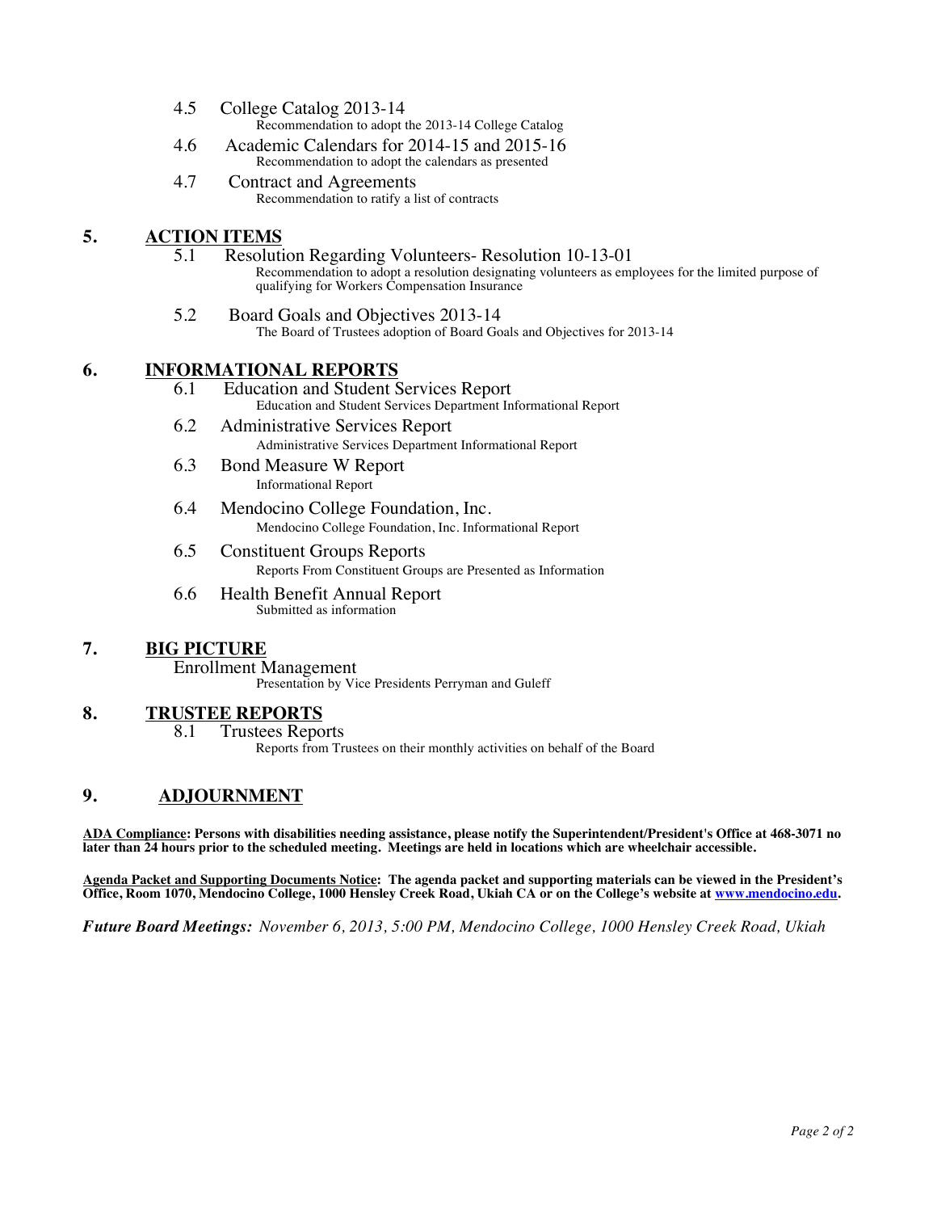- 4.5 College Catalog 2013-14
  Recommendation to adopt the 2013-14 College Catalog
- 4.6 Academic Calendars for 2014-15 and 2015-16
  Recommendation to adopt the calendars as presented
- 4.7 Contract and Agreements
  Recommendation to ratify a list of contracts

## 5. ACTION ITEMS

- 5.1 Resolution Regarding Volunteers- Resolution 10-13-01
  Recommendation to adopt a resolution designating volunteers as employees for the limited purpose of qualifying for Workers Compensation Insurance
- 5.2 Board Goals and Objectives 2013-14
  The Board of Trustees adoption of Board Goals and Objectives for 2013-14

## 6. INFORMATIONAL REPORTS

- 6.1 Education and Student Services Report
  Education and Student Services Department Informational Report
- 6.2 Administrative Services Report
  Administrative Services Department Informational Report
- 6.3 Bond Measure W Report
  Informational Report
- 6.4 Mendocino College Foundation, Inc.
  Mendocino College Foundation, Inc. Informational Report
- 6.5 Constituent Groups Reports
  Reports From Constituent Groups are Presented as Information
- 6.6 Health Benefit Annual Report
  Submitted as information

## 7. BIG PICTURE

Enrollment Management
Presentation by Vice Presidents Perryman and Guleff

## 8. TRUSTEE REPORTS

- 8.1 Trustees Reports
  Reports from Trustees on their monthly activities on behalf of the Board

## 9. ADJOURNMENT

**ADA Compliance: Persons with disabilities needing assistance, please notify the Superintendent/President's Office at 468-3071 no later than 24 hours prior to the scheduled meeting. Meetings are held in locations which are wheelchair accessible.**

**Agenda Packet and Supporting Documents Notice: The agenda packet and supporting materials can be viewed in the President's Office, Room 1070, Mendocino College, 1000 Hensley Creek Road, Ukiah CA or on the College's website at www.mendocino.edu.**

***Future Board Meetings:*** *November 6, 2013, 5:00 PM, Mendocino College, 1000 Hensley Creek Road, Ukiah*